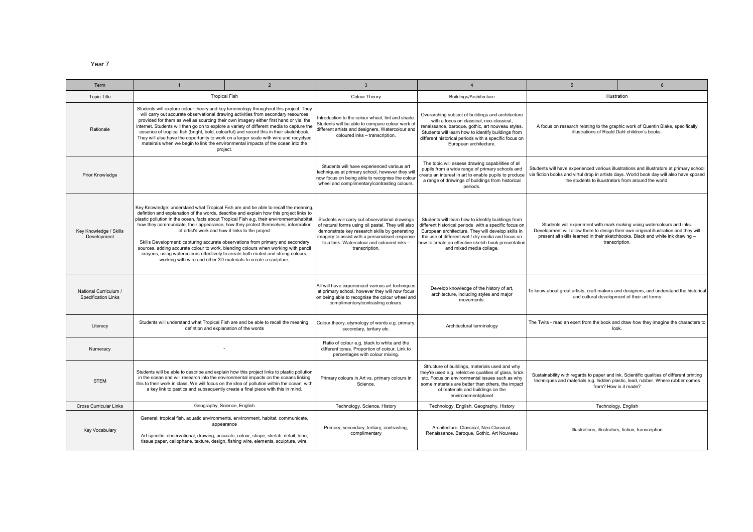Year 7

| Term | 1 | 2 | 3 | 4 | 5 | 6 |
|---|---|---|---|---|---|---|
| Topic Title | Tropical Fish | | Colour Theory | Buildings/Architecture | Illustration | |
| Rationale | Students will explore colour theory and key terminology throughout this project. They will carry out accurate observational drawing activities from secondary resources provided for them as well as sourcing their own imagery either first hand or via. the internet. Students will then go on to explore a variety of different media to capture the essence of tropical fish (bright, bold, colourful) and record this in their sketchbook. They will also have the opportunity to work on a larger scale with wire and recycyled mateirals when we begin to link the environmental impacts of the ocean into the project. | | Introduction to the colour wheel, tint and shade. Students will be able to compare colour work of different artists and designers. Watercolour and coloured inks – transcription. | Overarching subject of buildings and architecture with a focus on classical, neo-classical, renaissance, baroque, gothic, art nouveau styles. Students will learn how to identify buildings from different historical periods with a specific focus on European architecture. | A focus on research relating to the graphic work of Quentin Blake, specifically illustrations of Roald Dahl children's books. | |
| Prior Knowledge | | | Students will have experienced various art techniques at primary school, however they will now focus on being able to recognise the colour wheel and complimentary/contrasting colours. | The topic will assess drawing capabilities of all pupils from a wide range of primary schools and create an interest in art to enable pupils to produce a range of drawings of bulidings from historical periods. | Students will have experienced various illustrations and illustrators at primary school via fiction books and virtul drop in artists days. World book day will also have xposed the students to iluustrators from around the world. | |
| Key Knowledge / Skills Development | Key Knowledge: understand what Tropical Fish are and be able to recall the meaning, defintion and explanation of the words, describe and explain how this project links to plastic pollution in the ocean, facts about Tropical Fish e.g. their environments/habitat, how they communicate, their appearance, how they protect themselves, information of artist's work and how it links to the project<br><br>Skills Development: capturing accurate observations from primary and secondary sources, adding accurate colour to work, blending colours when working with pencil crayons, using watercolours effectively to create both muted and strong colours, working with wire and other 3D materials to create a sculpture, | | Students will carry out observational drawings of natural forms using oil pastel. They will also demonstrate key research skills by generating imagery to assist with a personalised response to a task. Watercolour and coloured inks – transcription. | Students will learn how to identify buildings from different historical periods with a specific focus on European architecture. They will develop skills in the use of different wet / dry media and focus on how to create an effective sketch book presentation and mixed media collage. | Students will experiment with mark making using watercolours and inks. Development will allow them to design their own original illustration and they will present all skills learned in their sketchbooks. Black and white ink drawing – transcription. | |
| National Curriculum / Specification Links | | | All will have experienced various art techniques at primary school, however they will now focus on being able to recognise the colour wheel and complimentary/contrasting colours. | Develop knowledge of the history of art, architecture, including styles and major movements. | To know about great artists, craft makers and designers, and understand the historical and cultural development of their art forms | |
| Literacy | Students will understand what Tropical Fish are and be able to recall the meaning, defintion and explanation of the words | | Colour theory, etymology of words e.g. primary, secondary, teritary etc. | Architectural terminology | The Twits - read an exert from the book and draw how they imagine the characters to look. | |
| Numeracy | - | | Ratio of colour e.g. black to white and the different tones. Proportion of colour. Link to percentages with colour mixing. | | | |
| STEM | Students will be able to describe and explain how this project links to plastic pollution in the ocean and will research into the environmental impacts on the oceans linking this to their work in class. We will focus on the idea of pollution within the ocean, with a key link to pastics and subsequently create a final piece with this in mind. | | Primary colours in Art vs. primary colours in Science. | Structure of buildings, materials used and why they're used e.g. refelctive qualities of glass, brick etc. Focus on environmental issues such as why some materials are better than others, the impact of materials and buildings on the environement/planet | Sustainability with regards to paper and ink. Scientific qualities of different printing techniques and materials e.g. hidden plastic, lead, rubber. Where rubber comes from? How is it made? | |
| Cross Curricular Links | Geography, Science, English | | Technology, Science, History | Technology, English, Geography, History | Technology, English | |
| Key Vocabulary | General: tropical fish, aquatic environments, environment, habitat, communicate, appearance<br><br>Art specific: observational, drawing, accurate, colour, shape, sketch, detail, tone, tissue paper, cellophane, texture, design, fishing wire, elements, sculpture, wire, | | Primary, secondary, tertiary, contrasting, complimentary | Architecture, Classical, Neo Classical, Renaissance, Baroque, Gothic, Art Nouveau | Illustrations, illustrators, fiction, transcription | |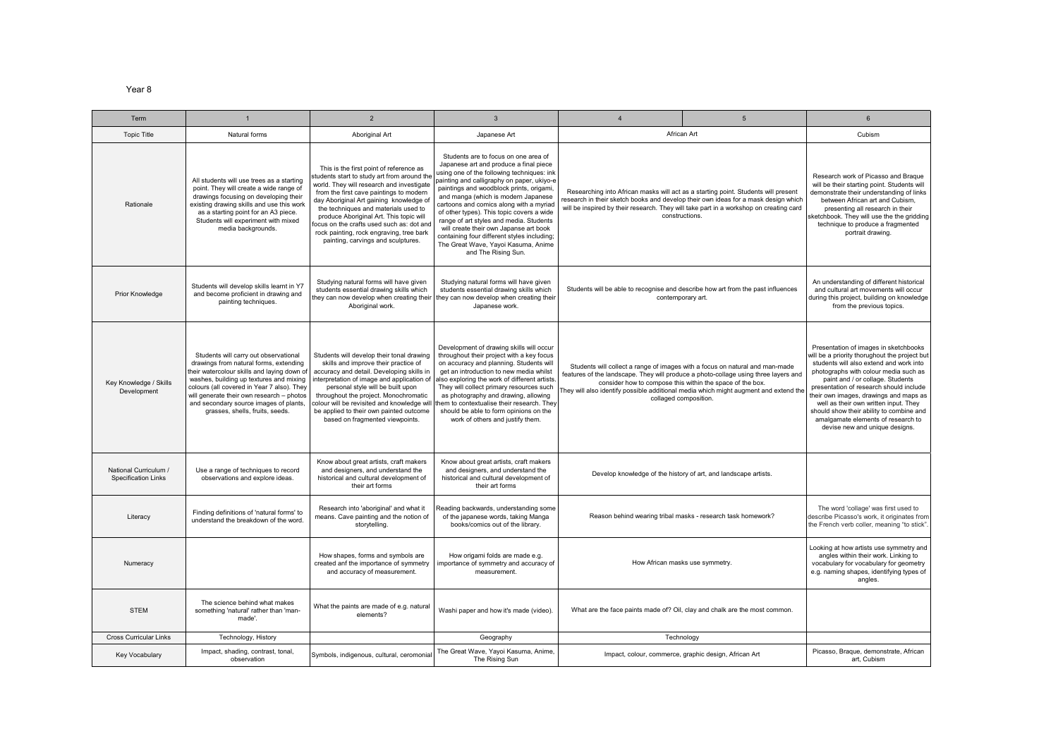Year 8

| Term | 1 | 2 | 3 | 4 | 5 | 6 |
|---|---|---|---|---|---|---|
| Topic Title | Natural forms | Aboriginal Art | Japanese Art | African Art | | Cubism |
| Rationale | All students will use trees as a starting point. They will create a wide range of drawings focusing on developing their existing drawing skills and use this work as a starting point for an A3 piece. Students will experiment with mixed media backgrounds. | This is the first point of reference as students start to study art from around the world. They will research and investigate from the first cave paintings to modern day Aboriginal Art gaining knowledge of the techniques and materials used to produce Aboriginal Art. This topic will focus on the crafts used such as: dot and rock painting, rock engraving, tree bark painting, carvings and sculptures. | Students are to focus on one area of Japanese art and produce a final piece using one of the following techniques: ink painting and calligraphy on paper, ukiyo-e paintings and woodblock prints, origami, and manga (which is modern Japanese cartoons and comics along with a myriad of other types). This topic covers a wide range of art styles and media. Students will create their own Japanse art book containing four different styles including; The Great Wave, Yayoi Kasuma, Anime and The Rising Sun. | Researching into African masks will act as a starting point. Students will present research in their sketch books and develop their own ideas for a mask design which will be inspired by their research. They will take part in a workshop on creating card constructions. | | Research work of Picasso and Braque will be their starting point. Students will demonstrate their understanding of links between African art and Cubism, presenting all research in their sketchbook. They will use the the gridding technique to produce a fragmented portrait drawing. |
| Prior Knowledge | Students will develop skills learnt in Y7 and become proficient in drawing and painting techniques. | Studying natural forms will have given students essential drawing skills which they can now develop when creating their Aboriginal work. | Studying natural forms will have given students essential drawing skills which they can now develop when creating their Japanese work. | Students will be able to recognise and describe how art from the past influences contemporary art. | | An understanding of different historical and cultural art movements will occur during this project, building on knowledge from the previous topics. |
| Key Knowledge / Skills Development | Students will carry out observational drawings from natural forms, extending their watercolour skills and laying down of washes, building up textures and mixing colours (all covered in Year 7 also). They will generate their own research – photos and secondary source images of plants, grasses, shells, fruits, seeds. | Students will develop their tonal drawing skills and improve their practice of accuracy and detail. Developing skills in interpretation of image and application of personal style will be built upon throughout the project. Monochromatic colour will be revisited and knowledge will be applied to their own painted outcome based on fragmented viewpoints. | Development of drawing skills will occur throughout their project with a key focus on accuracy and planning. Students will get an introduction to new media whilst also exploring the work of different artists. They will collect primary resources such as photography and drawing, allowing them to contextualise their research. They should be able to form opinions on the work of others and justify them. | Students will collect a range of images with a focus on natural and man-made features of the landscape. They will produce a photo-collage using three layers and consider how to compose this within the space of the box. They will also identify possible additional media which might augment and extend the collaged composition. | | Presentation of images in sketchbooks will be a priority thorughout the project but students will also extend and work into photographs with colour media such as paint and / or collage. Students presentation of research should include their own images, drawings and maps as well as their own written input. They should show their ability to combine and amalgamate elements of research to devise new and unique designs. |
| National Curriculum / Specification Links | Use a range of techniques to record observations and explore ideas. | Know about great artists, craft makers and designers, and understand the historical and cultural development of their art forms | Know about great artists, craft makers and designers, and understand the historical and cultural development of their art forms | Develop knowledge of the history of art, and landscape artists. | | |
| Literacy | Finding definitions of 'natural forms' to understand the breakdown of the word. | Research into 'aboriginal' and what it means. Cave painting and the notion of storytelling. | Reading backwards, understanding some of the japanese words, taking Manga books/comics out of the library. | Reason behind wearing tribal masks - research task homework? | | The word 'collage' was first used to describe Picasso's work, it originates from the French verb coller, meaning "to stick". |
| Numeracy | | How shapes, forms and symbols are created anf the importance of symmetry and accuracy of measurement. | How origami folds are made e.g. importance of symmetry and accuracy of measurement. | How African masks use symmetry. | | Looking at how artists use symmetry and angles within their work. Linking to vocabulary for vocabulary for geometry e.g. naming shapes, identifying types of angles. |
| STEM | The science behind what makes something 'natural' rather than 'man-made'. | What the paints are made of e.g. natural elements? | Washi paper and how it's made (video). | What are the face paints made of? Oil, clay and chalk are the most common. | | |
| Cross Curricular Links | Technology, History | | Geography | Technology | | |
| Key Vocabulary | Impact, shading, contrast, tonal, observation | Symbols, indigenous, cultural, ceromonial | The Great Wave, Yayoi Kasuma, Anime, The Rising Sun | Impact, colour, commerce, graphic design, African Art | | Picasso, Braque, demonstrate, African art, Cubism |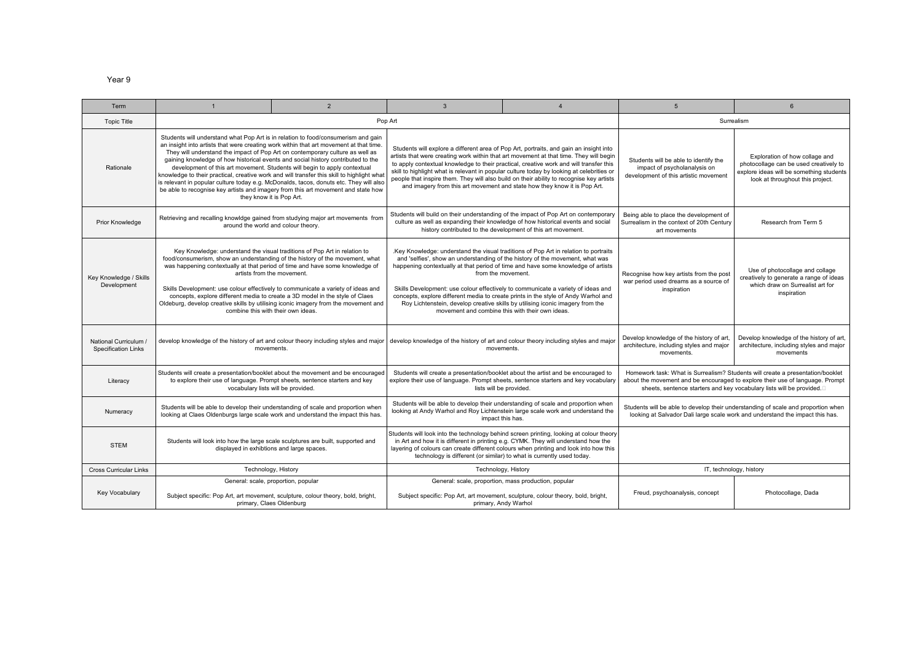Year 9

| Term | 1 | 2 | 3 | 4 | 5 | 6 |
|---|---|---|---|---|---|---|
| Topic Title | Pop Art | | | | Surrealism | |
| Rationale | Students will understand what Pop Art is in relation to food/consumerism and gain an insight into artists that were creating work within that art movement at that time. They will understand the impact of Pop Art on contemporary culture as well as gaining knowledge of how historical events and social history contributed to the development of this art movement. Students will begin to apply contextual knowledge to their practical, creative work and will transfer this skill to highlight what is relevant in popular culture today e.g. McDonalds, tacos, donuts etc. They will also be able to recognise key artists and imagery from this art movement and state how they know it is Pop Art. | | Students will explore a different area of Pop Art, portraits, and gain an insight into artists that were creating work within that art movement at that time. They will begin to apply contextual knowledge to their practical, creative work and will transfer this skill to highlight what is relevant in popular culture today by looking at celebrities or people that inspire them. They will also build on their ability to recognise key artists and imagery from this art movement and state how they know it is Pop Art. | | Students will be able to identify the impact of psycholanalysis on development of this artistic movement | Exploration of how collage and photocollage can be used creatively to explore ideas will be something students look at throughout this project. |
| Prior Knowledge | Retrieving and recalling knowldge gained from studying major art movements from around the world and colour theory. | | Students will build on their understanding of the impact of Pop Art on contemporary culture as well as expanding their knowledge of how historical events and social history contributed to the development of this art movement. | | Being able to place the development of Surrealism in the context of 20th Century art movements | Research from Term 5 |
| Key Knowledge / Skills Development | Key Knowledge: understand the visual traditions of Pop Art in relation to food/consumerism, show an understanding of the history of the movement, what was happening contextually at that period of time and have some knowledge of artists from the movement.<br><br>Skills Development: use colour effectively to communicate a variety of ideas and concepts, explore different media to create a 3D model in the style of Claes Oldeburg, develop creative skills by utilising iconic imagery from the movement and combine this with their own ideas. | | .Key Knowledge: understand the visual traditions of Pop Art in relation to portraits and 'selfies', show an understanding of the history of the movement, what was happening contextually at that period of time and have some knowledge of artists from the movement.<br><br>Skills Development: use colour effectively to communicate a variety of ideas and concepts, explore different media to create prints in the style of Andy Warhol and Roy Lichtenstein, develop creative skills by utilising iconic imagery from the movement and combine this with their own ideas. | | Recognise how key artists from the post war period used dreams as a source of inspiration | Use of photocollage and collage creatively to generate a range of ideas which draw on Surrealist art for inspiration |
| National Curriculum / Specification Links | develop knowledge of the history of art and colour theory including styles and major movements. | | develop knowledge of the history of art and colour theory including styles and major movements. | | Develop knowledge of the history of art, architecture, including styles and major movements. | Develop knowledge of the history of art, architecture, including styles and major movements |
| Literacy | Students will create a presentation/booklet about the movement and be encouraged to explore their use of language. Prompt sheets, sentence starters and key vocabulary lists will be provided. | | Students will create a presentation/booklet about the artist and be encouraged to explore their use of language. Prompt sheets, sentence starters and key vocabulary lists will be provided. | | Homework task: What is Surrealism? Students will create a presentation/booklet about the movement and be encouraged to explore their use of language. Prompt sheets, sentence starters and key vocabulary lists will be provided. | |
| Numeracy | Students will be able to develop their understanding of scale and proportion when looking at Claes Oldenburgs large scale work and understand the impact this has. | | Students will be able to develop their understanding of scale and proportion when looking at Andy Warhol and Roy Lichtenstein large scale work and understand the impact this has. | | Students will be able to develop their understanding of scale and proportion when looking at Salvador Dali large scale work and understand the impact this has. | |
| STEM | Students will look into how the large scale sculptures are built, supported and displayed in exhibtions and large spaces. | | Students will look into the technology behind screen printing, looking at colour theory in Art and how it is different in printing e.g. CYMK. They will understand how the layering of colours can create different colours when printing and look into how this technology is different (or similar) to what is currently used today. | | | |
| Cross Curricular Links | Technology, History | | Technology, History | | IT, technology, history | |
| Key Vocabulary | General: scale, proportion, popular<br><br>Subject specific: Pop Art, art movement, sculpture, colour theory, bold, bright, primary, Claes Oldenburg | | General: scale, proportion, mass production, popular<br><br>Subject specific: Pop Art, art movement, sculpture, colour theory, bold, bright, primary, Andy Warhol | | Freud, psychoanalysis, concept | Photocollage, Dada |